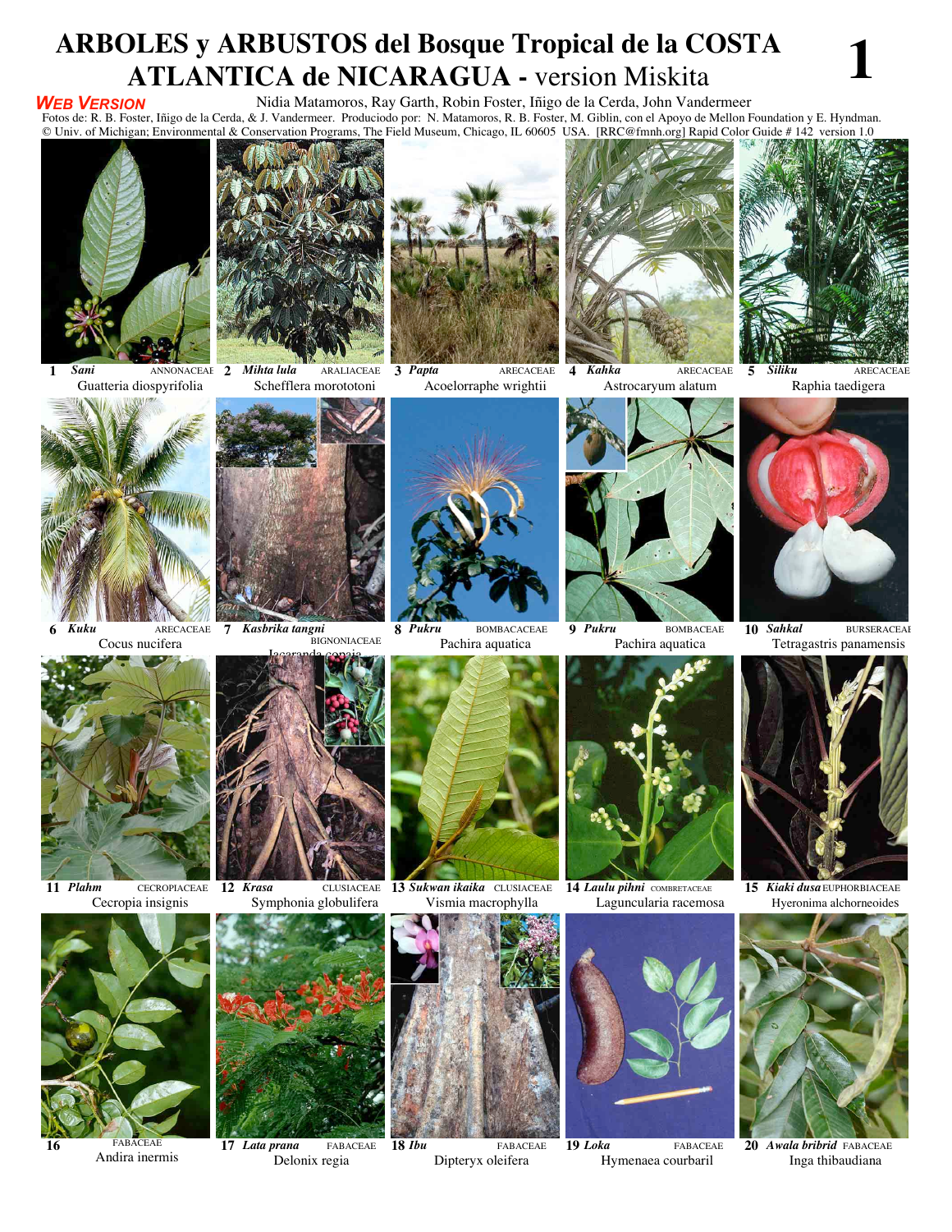# ARBOLES y ARBUSTOS del Bosque Tropical de la COSTA ATLANTICA de NICARAGUA - version Miskita

**1**

***WEB VERSION***

Nidia Matamoros, Ray Garth, Robin Foster, Iñigo de la Cerda, John Vandermeer

Fotos de: R. B. Foster, Iñigo de la Cerda, & J. Vandermeer. Produciodo por: N. Matamoros, R. B. Foster, M. Giblin, con el Apoyo de Mellon Foundation y E. Hyndman.
© Univ. of Michigan; Environmental & Conservation Programs, The Field Museum, Chicago, IL 60605 USA. [RRC@fmnh.org] Rapid Color Guide # 142 version 1.0

**1** ***Sani*** ANNONACEAE
Guatteria diospyrifolia

**2** ***Mihta lula*** ARALIACEAE
Schefflera morototoni

**3** ***Papta*** ARECACEAE
Acoelorraphe wrightii

**4** ***Kahka*** ARECACEAE
Astrocaryum alatum

**5** ***Siliku*** ARECACEAE
Raphia taedigera

**6** ***Kuku*** ARECACEAE
Cocus nucifera

**7** ***Kasbrika tangni*** BIGNONIACEAE
Jacaranda copaia

**8** ***Pukru*** BOMBACACEAE
Pachira aquatica

**9** ***Pukru*** BOMBACEAE
Pachira aquatica

**10** ***Sahkal*** BURSERACEAE
Tetragastris panamensis

**11** ***Plahm*** CECROPIACEAE
Cecropia insignis

**12** ***Krasa*** CLUSIACEAE
Symphonia globulifera

**13** ***Sukwan ikaika*** CLUSIACEAE
Vismia macrophylla

**14** ***Laulu pihni*** COMBRETACEAE
Laguncularia racemosa

**15** ***Kiaki dusa*** EUPHORBIACEAE
Hyeronima alchorneoides

**16** FABACEAE
Andira inermis

**17** ***Lata prana*** FABACEAE
Delonix regia

**18** ***Ibu*** FABACEAE
Dipteryx oleifera

**19** ***Loka*** FABACEAE
Hymenaea courbaril

**20** ***Awala bribrid*** FABACEAE
Inga thibaudiana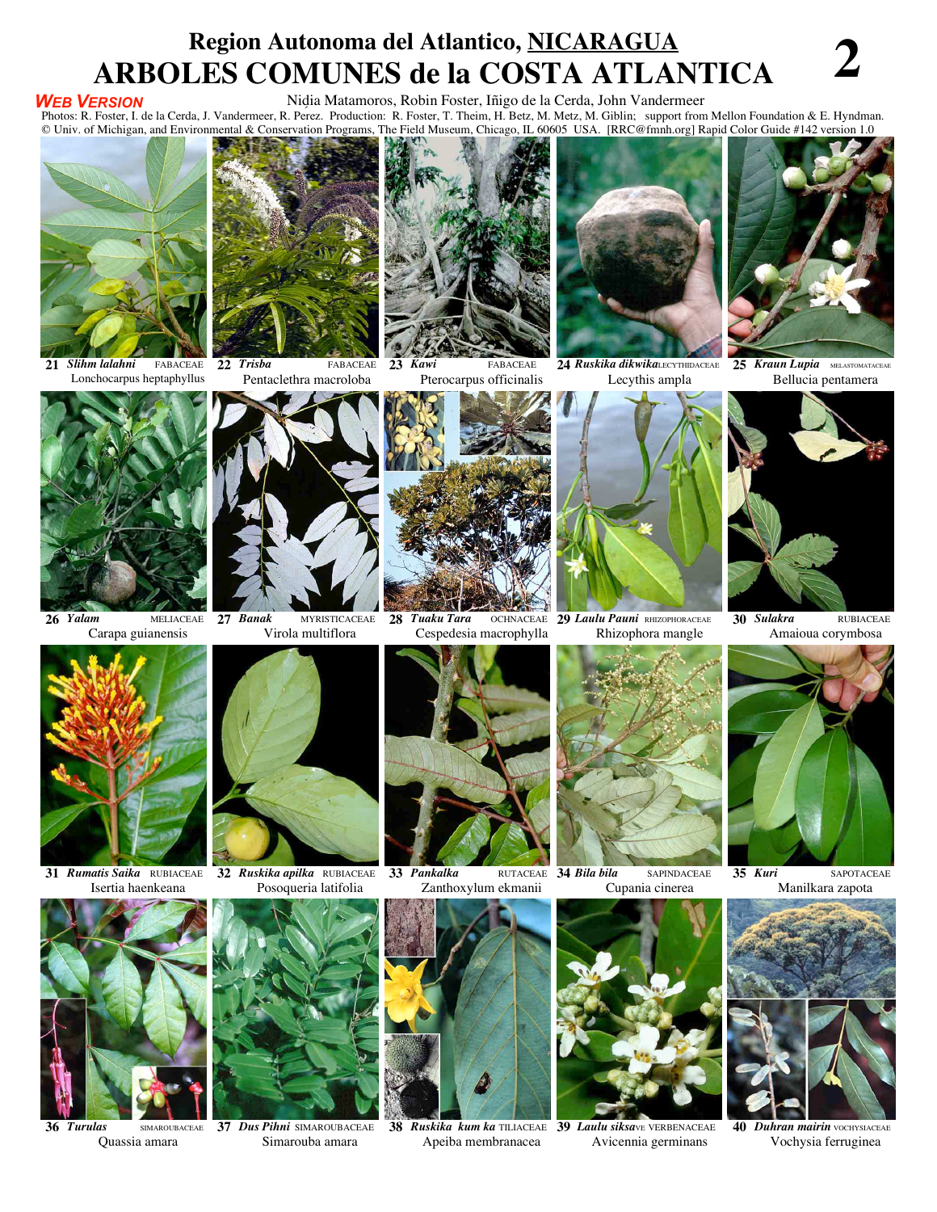# Region Autonoma del Atlantico, NICARAGUA
# ARBOLES COMUNES de la COSTA ATLANTICA

2

**WEB VERSION**

Niḍia Matamoros, Robin Foster, Iñigo de la Cerda, John Vandermeer

Photos: R. Foster, I. de la Cerda, J. Vandermeer, R. Perez. Production: R. Foster, T. Theim, H. Betz, M. Metz, M. Giblin; support from Mellon Foundation & E. Hyndman.
© Univ. of Michigan, and Environmental & Conservation Programs, The Field Museum, Chicago, IL 60605 USA. [RRC@fmnh.org] Rapid Color Guide #142 version 1.0

21 *Slihm lalahni* FABACEAE
Lonchocarpus heptaphyllus

22 *Trisba* FABACEAE
Pentaclethra macroloba

23 *Kawi* FABACEAE
Pterocarpus officinalis

24 *Ruskika dikwika* LECYTHIDACEAE
Lecythis ampla

25 *Kraun Lupia* MELASTOMATACEAE
Bellucia pentamera

26 *Yalam* MELIACEAE
Carapa guianensis

27 *Banak* MYRISTICACEAE
Virola multiflora

28 *Tuaku Tara* OCHNACEAE
Cespedesia macrophylla

29 *Laulu Pauni* RHIZOPHORACEAE
Rhizophora mangle

30 *Sulakra* RUBIACEAE
Amaioua corymbosa

31 *Rumatis Saika* RUBIACEAE
Isertia haenkeana

32 *Ruskika apilka* RUBIACEAE
Posoqueria latifolia

33 *Pankalka* RUTACEAE
Zanthoxylum ekmanii

34 *Bila bila* SAPINDACEAE
Cupania cinerea

35 *Kuri* SAPOTACEAE
Manilkara zapota

36 *Turulas* SIMAROUBACEAE
Quassia amara

37 *Dus Pihni* SIMAROUBACEAE
Simarouba amara

38 *Ruskika kum ka* TILIACEAE
Apeiba membranacea

39 *Laulu siksa* VERBENACEAE
Avicennia germinans

40 *Duhran mairin* VOCHYSIACEAE
Vochysia ferruginea